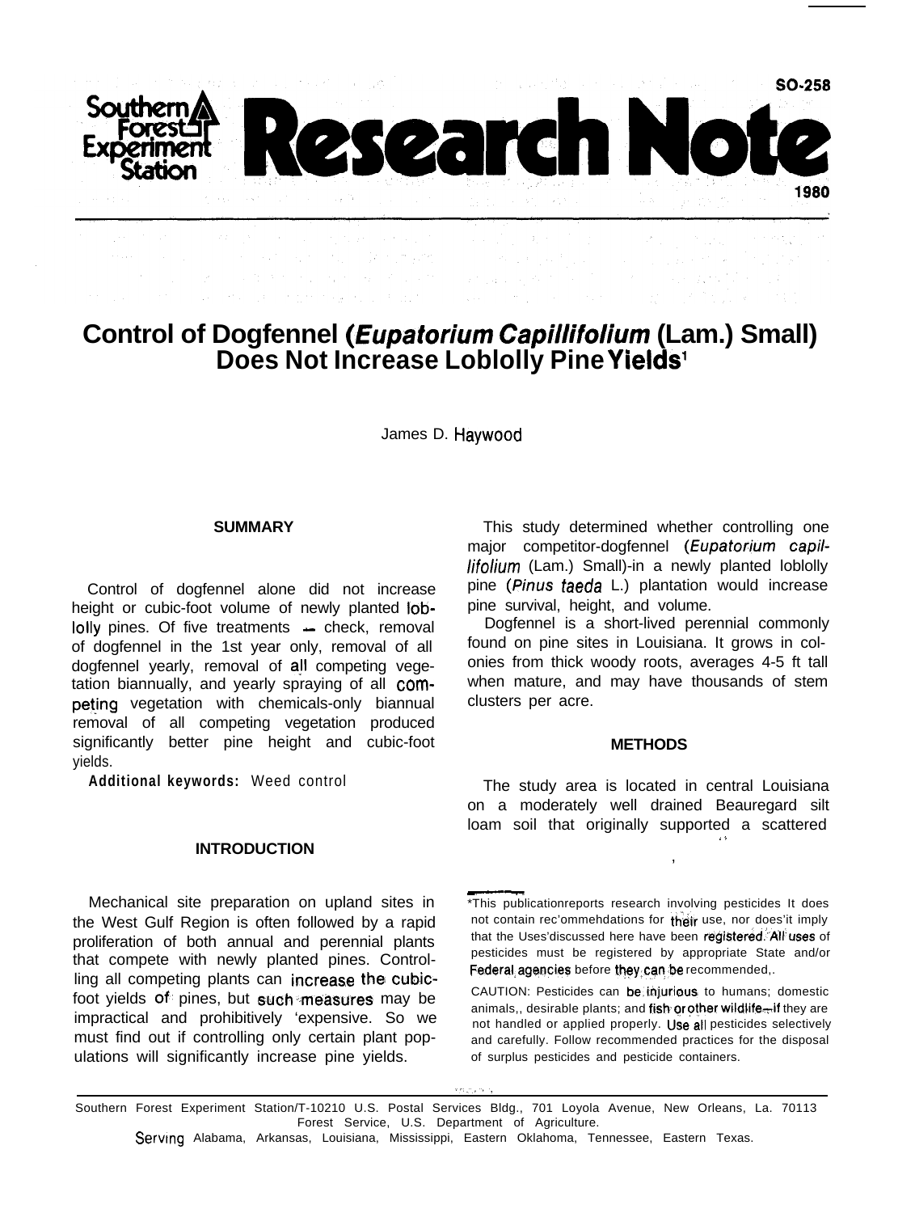SO-258

# Southern Forest Experiment Station Research Note

1980

# Control of Dogfennel (*Eupatorium Capillifolium* (Lam.) Small) Does Not Increase Loblolly Pine Yields[1]

James D. Haywood

## SUMMARY

Control of dogfennel alone did not increase height or cubic-foot volume of newly planted loblolly pines. Of five treatments — check, removal of dogfennel in the 1st year only, removal of all dogfennel yearly, removal of all competing vegetation biannually, and yearly spraying of all competing vegetation with chemicals-only biannual removal of all competing vegetation produced significantly better pine height and cubic-foot yields.

**Additional keywords:** Weed control

## INTRODUCTION

Mechanical site preparation on upland sites in the West Gulf Region is often followed by a rapid proliferation of both annual and perennial plants that compete with newly planted pines. Controlling all competing plants can increase the cubic-foot yields of pines, but such measures may be impractical and prohibitively expensive. So we must find out if controlling only certain plant populations will significantly increase pine yields.

This study determined whether controlling one major competitor-dogfennel (*Eupatorium capillifolium* (Lam.) Small)-in a newly planted loblolly pine (*Pinus taeda* L.) plantation would increase pine survival, height, and volume.

Dogfennel is a short-lived perennial commonly found on pine sites in Louisiana. It grows in colonies from thick woody roots, averages 4-5 ft tall when mature, and may have thousands of stem clusters per acre.

## METHODS

The study area is located in central Louisiana on a moderately well drained Beauregard silt loam soil that originally supported a scattered

---

*This publication reports research involving pesticides It does not contain recommendations for their use, nor does it imply that the uses discussed here have been registered. All uses of pesticides must be registered by appropriate State and/or Federal agencies before they can be recommended.

CAUTION: Pesticides can be injurious to humans, domestic animals, desirable plants, and fish or other wildlife—if they are not handled or applied properly. Use all pesticides selectively and carefully. Follow recommended practices for the disposal of surplus pesticides and pesticide containers.

---

Southern Forest Experiment Station/T-10210 U.S. Postal Services Bldg., 701 Loyola Avenue, New Orleans, La. 70113
Forest Service, U.S. Department of Agriculture.
Serving Alabama, Arkansas, Louisiana, Mississippi, Eastern Oklahoma, Tennessee, Eastern Texas.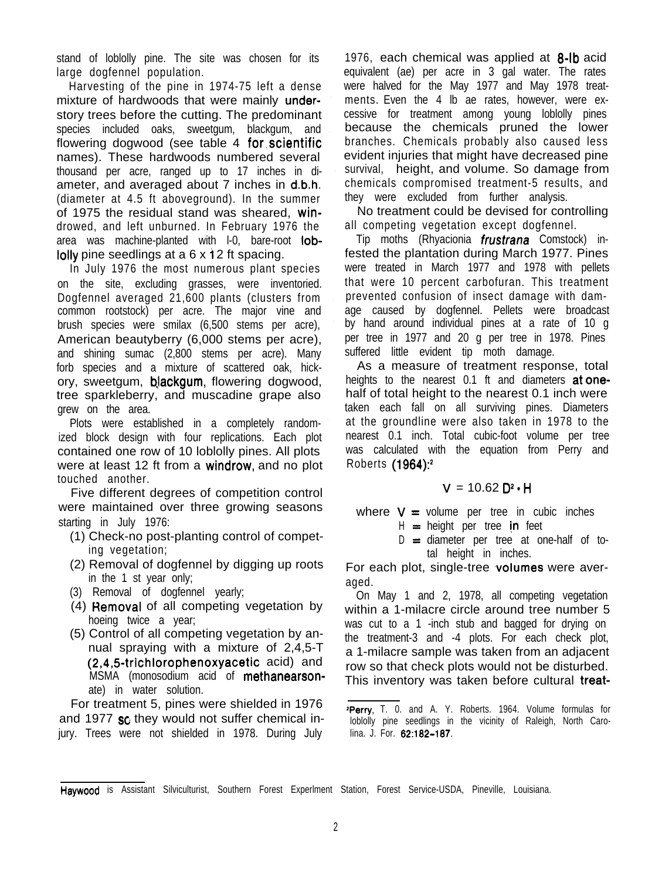stand of loblolly pine. The site was chosen for its large dogfennel population.

Harvesting of the pine in 1974-75 left a dense mixture of hardwoods that were mainly understory trees before the cutting. The predominant species included oaks, sweetgum, blackgum, and flowering dogwood (see table 4 for scientific names). These hardwoods numbered several thousand per acre, ranged up to 17 inches in diameter, and averaged about 7 inches in d.b.h. (diameter at 4.5 ft aboveground). In the summer of 1975 the residual stand was sheared, windrowed, and left unburned. In February 1976 the area was machine-planted with 1-0, bare-root loblolly pine seedlings at a 6 x 12 ft spacing.

In July 1976 the most numerous plant species on the site, excluding grasses, were inventoried. Dogfennel averaged 21,600 plants (clusters from common rootstock) per acre. The major vine and brush species were smilax (6,500 stems per acre), American beautyberry (6,000 stems per acre), and shining sumac (2,800 stems per acre). Many forb species and a mixture of scattered oak, hickory, sweetgum, blackgum, flowering dogwood, tree sparkleberry, and muscadine grape also grew on the area.

Plots were established in a completely randomized block design with four replications. Each plot contained one row of 10 loblolly pines. All plots were at least 12 ft from a windrow, and no plot touched another.

Five different degrees of competition control were maintained over three growing seasons starting in July 1976:

(1) Check-no post-planting control of competing vegetation;
(2) Removal of dogfennel by digging up roots in the 1 st year only;
(3) Removal of dogfennel yearly;
(4) Removal of all competing vegetation by hoeing twice a year;
(5) Control of all competing vegetation by annual spraying with a mixture of 2,4,5-T (2,4,5-trichlorophenoxyacetic acid) and MSMA (monosodium acid of methanearsonate) in water solution.

For treatment 5, pines were shielded in 1976 and 1977 so they would not suffer chemical injury. Trees were not shielded in 1978. During July 1976, each chemical was applied at 8-lb acid equivalent (ae) per acre in 3 gal water. The rates were halved for the May 1977 and May 1978 treatments. Even the 4 lb ae rates, however, were excessive for treatment among young loblolly pines because the chemicals pruned the lower branches. Chemicals probably also caused less evident injuries that might have decreased pine survival, height, and volume. So damage from chemicals compromised treatment-5 results, and they were excluded from further analysis.

No treatment could be devised for controlling all competing vegetation except dogfennel.

Tip moths (*Rhyacionia frustrana* Comstock) infested the plantation during March 1977. Pines were treated in March 1977 and 1978 with pellets that were 10 percent carbofuran. This treatment prevented confusion of insect damage with damage caused by dogfennel. Pellets were broadcast by hand around individual pines at a rate of 10 g per tree in 1977 and 20 g per tree in 1978. Pines suffered little evident tip moth damage.

As a measure of treatment response, total heights to the nearest 0.1 ft and diameters at one-half of total height to the nearest 0.1 inch were taken each fall on all surviving pines. Diameters at the groundline were also taken in 1978 to the nearest 0.1 inch. Total cubic-foot volume per tree was calculated with the equation from Perry and Roberts (1964):[2]

$$V = 10.62\, D^2 \cdot H$$

where $V$ = volume per tree in cubic inches
$H$ = height per tree in feet
$D$ = diameter per tree at one-half of total height in inches.

For each plot, single-tree volumes were averaged.

On May 1 and 2, 1978, all competing vegetation within a 1-milacre circle around tree number 5 was cut to a 1 -inch stub and bagged for drying on the treatment-3 and -4 plots. For each check plot, a 1-milacre sample was taken from an adjacent row so that check plots would not be disturbed. This inventory was taken before cultural treat-

[2] Perry, T. O. and A. Y. Roberts. 1964. Volume formulas for loblolly pine seedlings in the vicinity of Raleigh, North Carolina. J. For. 62:182-187.

Haywood is Assistant Silviculturist, Southern Forest Experiment Station, Forest Service-USDA, Pineville, Louisiana.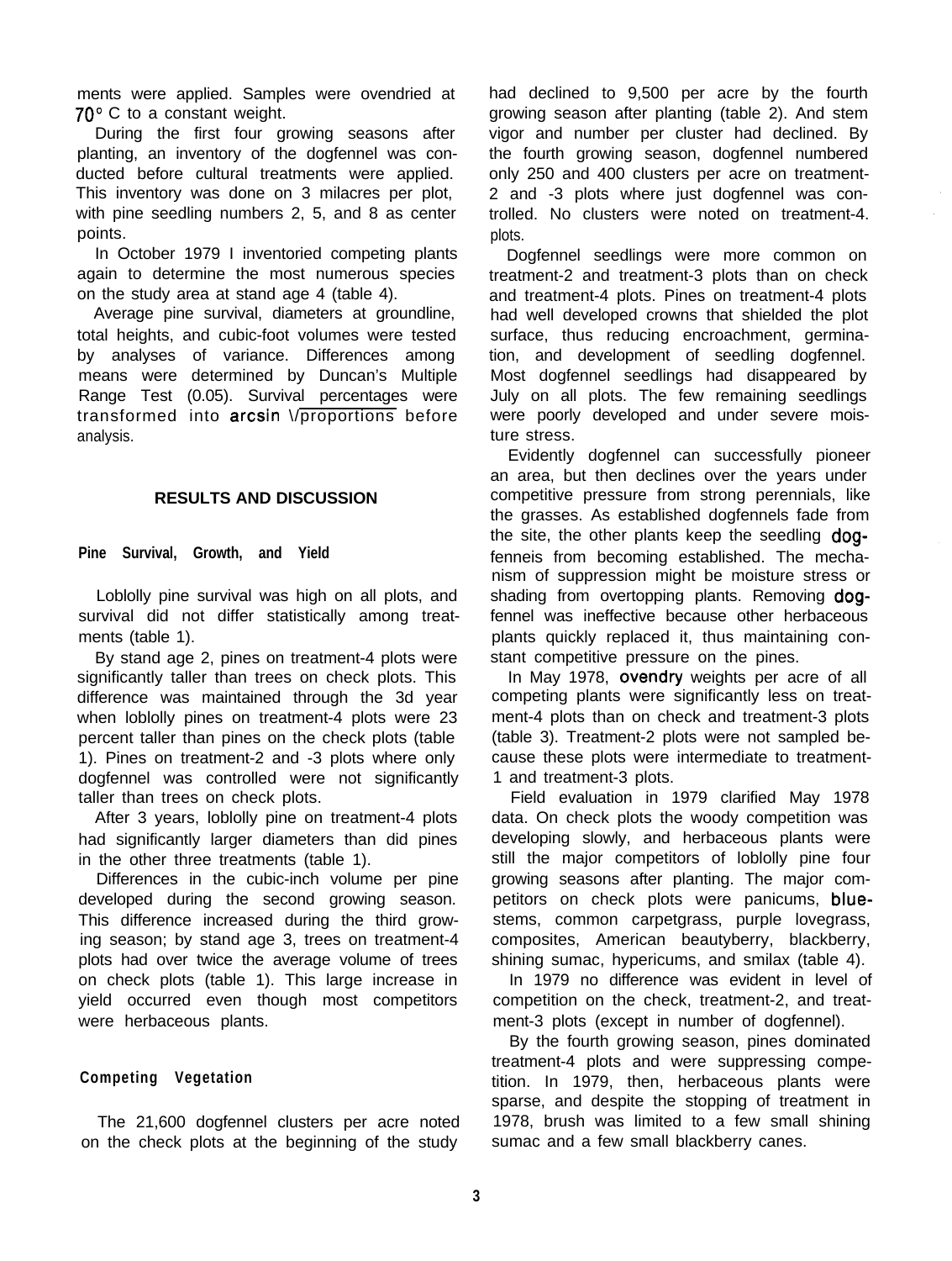ments were applied. Samples were ovendried at 70° C to a constant weight.

During the first four growing seasons after planting, an inventory of the dogfennel was conducted before cultural treatments were applied. This inventory was done on 3 milacres per plot, with pine seedling numbers 2, 5, and 8 as center points.

In October 1979 I inventoried competing plants again to determine the most numerous species on the study area at stand age 4 (table 4).

Average pine survival, diameters at groundline, total heights, and cubic-foot volumes were tested by analyses of variance. Differences among means were determined by Duncan's Multiple Range Test (0.05). Survival percentages were transformed into arcsin $\sqrt{\text{proportions}}$ before analysis.

## RESULTS AND DISCUSSION

### Pine Survival, Growth, and Yield

Loblolly pine survival was high on all plots, and survival did not differ statistically among treatments (table 1).

By stand age 2, pines on treatment-4 plots were significantly taller than trees on check plots. This difference was maintained through the 3d year when loblolly pines on treatment-4 plots were 23 percent taller than pines on the check plots (table 1). Pines on treatment-2 and -3 plots where only dogfennel was controlled were not significantly taller than trees on check plots.

After 3 years, loblolly pine on treatment-4 plots had significantly larger diameters than did pines in the other three treatments (table 1).

Differences in the cubic-inch volume per pine developed during the second growing season. This difference increased during the third growing season; by stand age 3, trees on treatment-4 plots had over twice the average volume of trees on check plots (table 1). This large increase in yield occurred even though most competitors were herbaceous plants.

### Competing Vegetation

The 21,600 dogfennel clusters per acre noted on the check plots at the beginning of the study had declined to 9,500 per acre by the fourth growing season after planting (table 2). And stem vigor and number per cluster had declined. By the fourth growing season, dogfennel numbered only 250 and 400 clusters per acre on treatment-2 and -3 plots where just dogfennel was controlled. No clusters were noted on treatment-4 plots.

Dogfennel seedlings were more common on treatment-2 and treatment-3 plots than on check and treatment-4 plots. Pines on treatment-4 plots had well developed crowns that shielded the plot surface, thus reducing encroachment, germination, and development of seedling dogfennel. Most dogfennel seedlings had disappeared by July on all plots. The few remaining seedlings were poorly developed and under severe moisture stress.

Evidently dogfennel can successfully pioneer an area, but then declines over the years under competitive pressure from strong perennials, like the grasses. As established dogfennels fade from the site, the other plants keep the seedling dogfenneis from becoming established. The mechanism of suppression might be moisture stress or shading from overtopping plants. Removing dogfennel was ineffective because other herbaceous plants quickly replaced it, thus maintaining constant competitive pressure on the pines.

In May 1978, ovendry weights per acre of all competing plants were significantly less on treatment-4 plots than on check and treatment-3 plots (table 3). Treatment-2 plots were not sampled because these plots were intermediate to treatment-1 and treatment-3 plots.

Field evaluation in 1979 clarified May 1978 data. On check plots the woody competition was developing slowly, and herbaceous plants were still the major competitors of loblolly pine four growing seasons after planting. The major competitors on check plots were panicums, bluestems, common carpetgrass, purple lovegrass, composites, American beautyberry, blackberry, shining sumac, hypericums, and smilax (table 4).

In 1979 no difference was evident in level of competition on the check, treatment-2, and treatment-3 plots (except in number of dogfennel).

By the fourth growing season, pines dominated treatment-4 plots and were suppressing competition. In 1979, then, herbaceous plants were sparse, and despite the stopping of treatment in 1978, brush was limited to a few small shining sumac and a few small blackberry canes.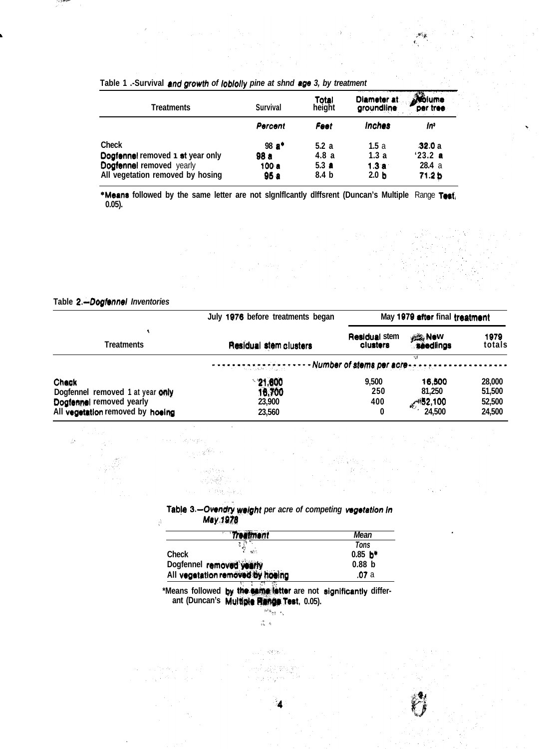Table 1 .-Survival *and growth of loblolly pine at shnd age 3, by treatment*

| Treatments | Survival | Total height | Diameter at groundline | Volume per tree |
|---|---|---|---|---|
| | *Percent* | *Feet* | *Inches* | *In³* |
| Check | 98 a* | 5.2 a | 1.5 a | 32.0 a |
| Dogfennel removed 1 st year only | 98 a | 4.8 a | 1.3 a | '23.2 a |
| Dogfennel removed yearly | 100 a | 5.3 a | 1.3 a | 28.4 a |
| All vegetation removed by hosing | 95 a | 8.4 b | 2.0 b | 71.2 b |

*Means followed by the same letter are not slgnlflcantly dlffsrent (Duncan's Multiple Range Test, 0.05).

Table 2.*—Dogfennel Inventories*

| Treatments | July 1976 before treatments began | May 1979 after final treatment | | |
|---|---|---|---|---|
| | Residual stem clusters | Residual stem clusters | New seedlings | 1979 totals |
| | *Number of stems per acre* | | | |
| Check | 21,600 | 9,500 | 16,500 | 28,000 |
| Dogfennel removed 1 at year only | 16,700 | 250 | 81,250 | 51,500 |
| Dogfennel removed yearly | 23,900 | 400 | 52,100 | 52,500 |
| All vegetation removed by hoeing | 23,560 | 0 | 24,500 | 24,500 |

Table 3.*—Ovendry weight per acre of competing vegetation In May 1978*

| *Treatment* | *Mean* |
|---|---|
| | *Tons* |
| Check | 0.85 b* |
| Dogfennel removed yearly | 0.88 b |
| All vegetation removed by hoeing | .07 a |

*Means followed by the same letter are not significantly differant (Duncan's Multiple Range Test, 0.05).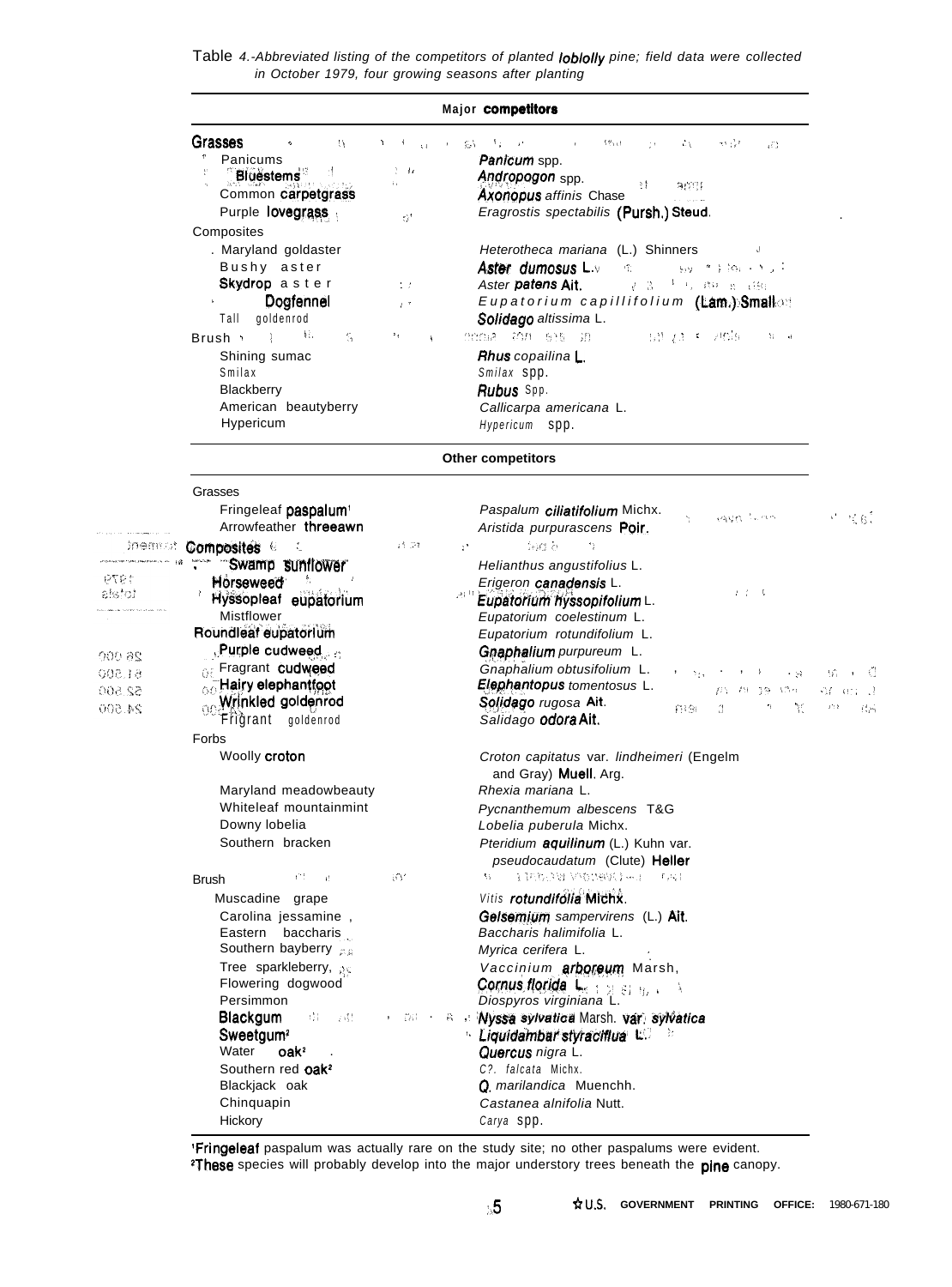Table 4.-*Abbreviated listing of the competitors of planted loblolly pine; field data were collected in October 1979, four growing seasons after planting*

| | |
|---|---|
| **Major competitors** | |
| Grasses | |
| Panicums | *Panicum* spp. |
| Bluestems | *Andropogon* spp. |
| Common carpetgrass | *Axonopus affinis* Chase |
| Purple lovegrass | *Eragrostis spectabilis* (Pursh.) Steud. |
| Composites | |
| Maryland goldaster | *Heterotheca mariana* (L.) Shinners |
| Bushy aster | *Aster dumosus* L. |
| Skydrop aster | *Aster patens* Ait. |
| Dogfennel | *Eupatorium capillifolium* (Lam.) Small |
| Tall goldenrod | *Solidago altissima* L. |
| Brush | |
| Shining sumac | *Rhus copailina* L. |
| Smilax | *Smilax* spp. |
| Blackberry | *Rubus* Spp. |
| American beautyberry | *Callicarpa americana* L. |
| Hypericum | *Hypericum* spp. |
| **Other competitors** | |
| Grasses | |
| Fringeleaf paspalum[1] | *Paspalum ciliatifolium* Michx. |
| Arrowfeather threeawn | *Aristida purpurascens* Poir. |
| Composites | |
| Swamp sunflower | *Helianthus angustifolius* L. |
| Horseweed | *Erigeron canadensis* L. |
| Hyssopleaf eupatorium | *Eupatorium hyssopifolium* L. |
| Mistflower | *Eupatorium coelestinum* L. |
| Roundleaf eupatorium | *Eupatorium rotundifolium* L. |
| Purple cudweed | *Gnaphalium purpureum* L. |
| Fragrant cudweed | *Gnaphalium obtusifolium* L. |
| Hairy elephantfoot | *Elephantopus tomentosus* L. |
| Wrinkled goldenrod | *Solidago rugosa* Ait. |
| Frigrant goldenrod | *Salidago odora* Ait. |
| Forbs | |
| Woolly croton | *Croton capitatus* var. *lindheimeri* (Engelm and Gray) Muell. Arg. |
| Maryland meadowbeauty | *Rhexia mariana* L. |
| Whiteleaf mountainmint | *Pycnanthemum albescens* T&G |
| Downy lobelia | *Lobelia puberula* Michx. |
| Southern bracken | *Pteridium aquilinum* (L.) Kuhn var. *pseudocaudatum* (Clute) Heller |
| Brush | |
| Muscadine grape | *Vitis rotundifolia* Michx. |
| Carolina jessamine | *Gelsemium sampervirens* (L.) Ait. |
| Eastern baccharis | *Baccharis halimifolia* L. |
| Southern bayberry | *Myrica cerifera* L. |
| Tree sparkleberry | *Vaccinium arboreum* Marsh, |
| Flowering dogwood | *Cornus florida* L. |
| Persimmon | *Diospyros virginiana* L. |
| Blackgum | *Nyssa sylvatica* Marsh. var. *sylvatica* |
| Sweetgum[2] | *Liquidambar styraciflua* L. |
| Water oak[2] | *Quercus nigra* L. |
| Southern red oak[2] | *C?. falcata* Michx. |
| Blackjack oak | *Q. marilandica* Muenchh. |
| Chinquapin | *Castanea alnifolia* Nutt. |
| Hickory | *Carya* spp. |

[1]Fringeleaf paspalum was actually rare on the study site; no other paspalums were evident.
[2]These species will probably develop into the major understory trees beneath the pine canopy.

☆U.S. GOVERNMENT PRINTING OFFICE: 1980-671-180